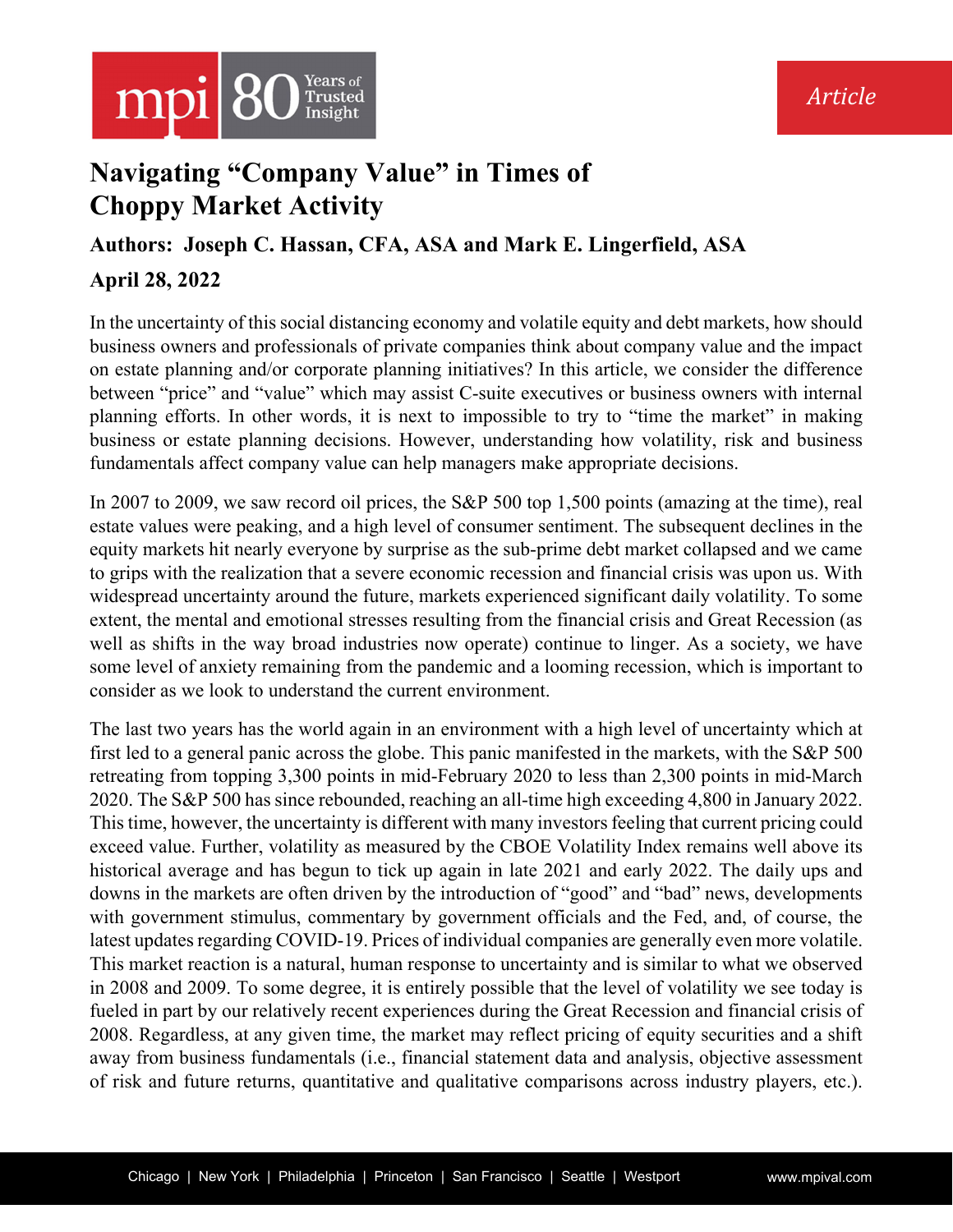# Navigating "Company Value" in Times of Choppy Market Activity

**Authors: Joseph C. Hassan, CFA, ASA and Mark E. Lingerfield, ASA**

**April 28, 2022**

In the uncertainty of this social distancing economy and volatile equity and debt markets, how should business owners and professionals of private companies think about company value and the impact on estate planning and/or corporate planning initiatives? In this article, we consider the difference between "price" and "value" which may assist C-suite executives or business owners with internal planning efforts. In other words, it is next to impossible to try to "time the market" in making business or estate planning decisions. However, understanding how volatility, risk and business fundamentals affect company value can help managers make appropriate decisions.

In 2007 to 2009, we saw record oil prices, the S&P 500 top 1,500 points (amazing at the time), real estate values were peaking, and a high level of consumer sentiment. The subsequent declines in the equity markets hit nearly everyone by surprise as the sub-prime debt market collapsed and we came to grips with the realization that a severe economic recession and financial crisis was upon us. With widespread uncertainty around the future, markets experienced significant daily volatility. To some extent, the mental and emotional stresses resulting from the financial crisis and Great Recession (as well as shifts in the way broad industries now operate) continue to linger. As a society, we have some level of anxiety remaining from the pandemic and a looming recession, which is important to consider as we look to understand the current environment.

The last two years has the world again in an environment with a high level of uncertainty which at first led to a general panic across the globe. This panic manifested in the markets, with the S&P 500 retreating from topping 3,300 points in mid-February 2020 to less than 2,300 points in mid-March 2020. The S&P 500 has since rebounded, reaching an all-time high exceeding 4,800 in January 2022. This time, however, the uncertainty is different with many investors feeling that current pricing could exceed value. Further, volatility as measured by the CBOE Volatility Index remains well above its historical average and has begun to tick up again in late 2021 and early 2022. The daily ups and downs in the markets are often driven by the introduction of "good" and "bad" news, developments with government stimulus, commentary by government officials and the Fed, and, of course, the latest updates regarding COVID-19. Prices of individual companies are generally even more volatile. This market reaction is a natural, human response to uncertainty and is similar to what we observed in 2008 and 2009. To some degree, it is entirely possible that the level of volatility we see today is fueled in part by our relatively recent experiences during the Great Recession and financial crisis of 2008. Regardless, at any given time, the market may reflect pricing of equity securities and a shift away from business fundamentals (i.e., financial statement data and analysis, objective assessment of risk and future returns, quantitative and qualitative comparisons across industry players, etc.).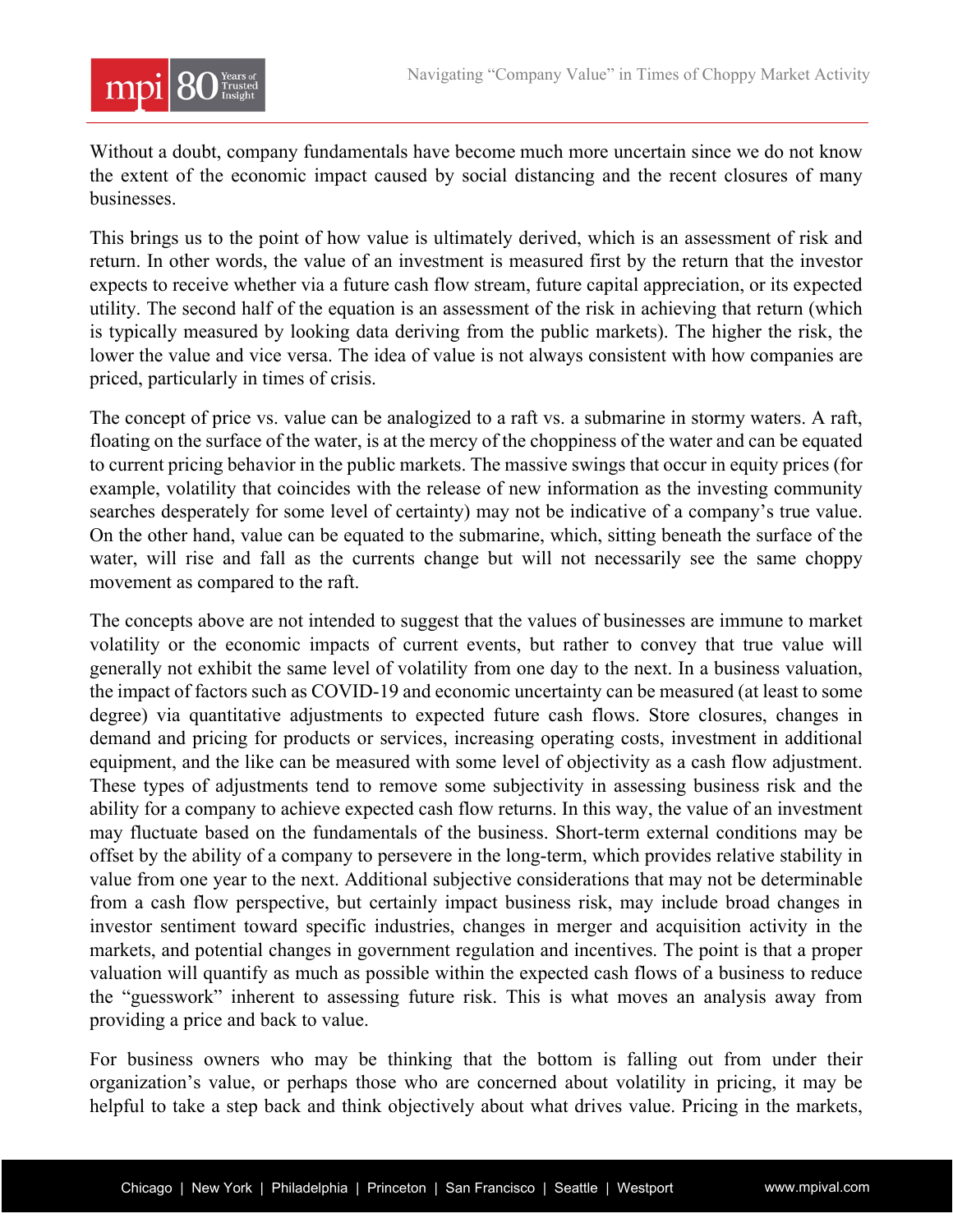Without a doubt, company fundamentals have become much more uncertain since we do not know the extent of the economic impact caused by social distancing and the recent closures of many businesses.

This brings us to the point of how value is ultimately derived, which is an assessment of risk and return. In other words, the value of an investment is measured first by the return that the investor expects to receive whether via a future cash flow stream, future capital appreciation, or its expected utility. The second half of the equation is an assessment of the risk in achieving that return (which is typically measured by looking data deriving from the public markets). The higher the risk, the lower the value and vice versa. The idea of value is not always consistent with how companies are priced, particularly in times of crisis.

The concept of price vs. value can be analogized to a raft vs. a submarine in stormy waters. A raft, floating on the surface of the water, is at the mercy of the choppiness of the water and can be equated to current pricing behavior in the public markets. The massive swings that occur in equity prices (for example, volatility that coincides with the release of new information as the investing community searches desperately for some level of certainty) may not be indicative of a company's true value. On the other hand, value can be equated to the submarine, which, sitting beneath the surface of the water, will rise and fall as the currents change but will not necessarily see the same choppy movement as compared to the raft.

The concepts above are not intended to suggest that the values of businesses are immune to market volatility or the economic impacts of current events, but rather to convey that true value will generally not exhibit the same level of volatility from one day to the next. In a business valuation, the impact of factors such as COVID-19 and economic uncertainty can be measured (at least to some degree) via quantitative adjustments to expected future cash flows. Store closures, changes in demand and pricing for products or services, increasing operating costs, investment in additional equipment, and the like can be measured with some level of objectivity as a cash flow adjustment. These types of adjustments tend to remove some subjectivity in assessing business risk and the ability for a company to achieve expected cash flow returns. In this way, the value of an investment may fluctuate based on the fundamentals of the business. Short-term external conditions may be offset by the ability of a company to persevere in the long-term, which provides relative stability in value from one year to the next. Additional subjective considerations that may not be determinable from a cash flow perspective, but certainly impact business risk, may include broad changes in investor sentiment toward specific industries, changes in merger and acquisition activity in the markets, and potential changes in government regulation and incentives. The point is that a proper valuation will quantify as much as possible within the expected cash flows of a business to reduce the "guesswork" inherent to assessing future risk. This is what moves an analysis away from providing a price and back to value.

For business owners who may be thinking that the bottom is falling out from under their organization's value, or perhaps those who are concerned about volatility in pricing, it may be helpful to take a step back and think objectively about what drives value. Pricing in the markets,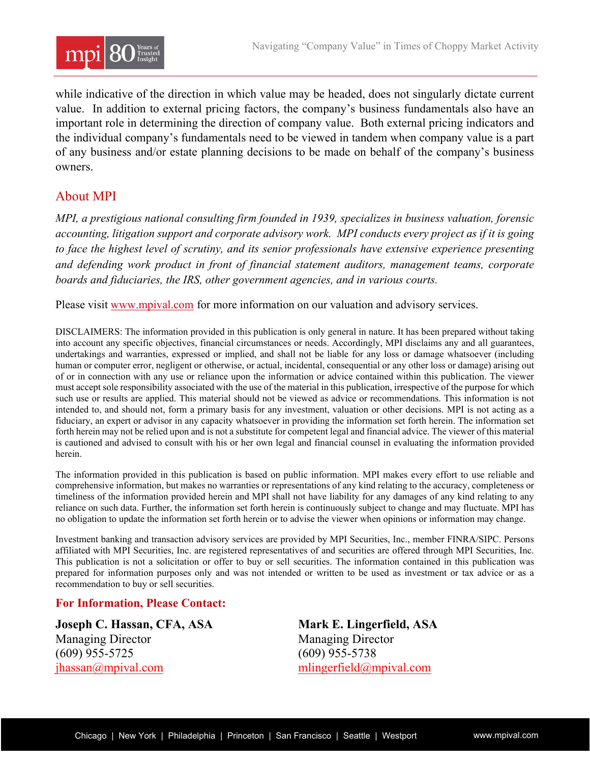while indicative of the direction in which value may be headed, does not singularly dictate current value. In addition to external pricing factors, the company's business fundamentals also have an important role in determining the direction of company value. Both external pricing indicators and the individual company's fundamentals need to be viewed in tandem when company value is a part of any business and/or estate planning decisions to be made on behalf of the company's business owners.

## About MPI

*MPI, a prestigious national consulting firm founded in 1939, specializes in business valuation, forensic accounting, litigation support and corporate advisory work. MPI conducts every project as if it is going to face the highest level of scrutiny, and its senior professionals have extensive experience presenting and defending work product in front of financial statement auditors, management teams, corporate boards and fiduciaries, the IRS, other government agencies, and in various courts.*

Please visit [www.mpival.com](www.mpival.com) for more information on our valuation and advisory services.

DISCLAIMERS: The information provided in this publication is only general in nature. It has been prepared without taking into account any specific objectives, financial circumstances or needs. Accordingly, MPI disclaims any and all guarantees, undertakings and warranties, expressed or implied, and shall not be liable for any loss or damage whatsoever (including human or computer error, negligent or otherwise, or actual, incidental, consequential or any other loss or damage) arising out of or in connection with any use or reliance upon the information or advice contained within this publication. The viewer must accept sole responsibility associated with the use of the material in this publication, irrespective of the purpose for which such use or results are applied. This material should not be viewed as advice or recommendations. This information is not intended to, and should not, form a primary basis for any investment, valuation or other decisions. MPI is not acting as a fiduciary, an expert or advisor in any capacity whatsoever in providing the information set forth herein. The information set forth herein may not be relied upon and is not a substitute for competent legal and financial advice. The viewer of this material is cautioned and advised to consult with his or her own legal and financial counsel in evaluating the information provided herein.

The information provided in this publication is based on public information. MPI makes every effort to use reliable and comprehensive information, but makes no warranties or representations of any kind relating to the accuracy, completeness or timeliness of the information provided herein and MPI shall not have liability for any damages of any kind relating to any reliance on such data. Further, the information set forth herein is continuously subject to change and may fluctuate. MPI has no obligation to update the information set forth herein or to advise the viewer when opinions or information may change.

Investment banking and transaction advisory services are provided by MPI Securities, Inc., member FINRA/SIPC. Persons affiliated with MPI Securities, Inc. are registered representatives of and securities are offered through MPI Securities, Inc. This publication is not a solicitation or offer to buy or sell securities. The information contained in this publication was prepared for information purposes only and was not intended or written to be used as investment or tax advice or as a recommendation to buy or sell securities.

**For Information, Please Contact:**

**Joseph C. Hassan, CFA, ASA**
Managing Director
(609) 955-5725
[jhassan@mpival.com](mailto:jhassan@mpival.com)

**Mark E. Lingerfield, ASA**
Managing Director
(609) 955-5738
[mlingerfield@mpival.com](mailto:mlingerfield@mpival.com)

Chicago | New York | Philadelphia | Princeton | San Francisco | Seattle | Westport

www.mpival.com